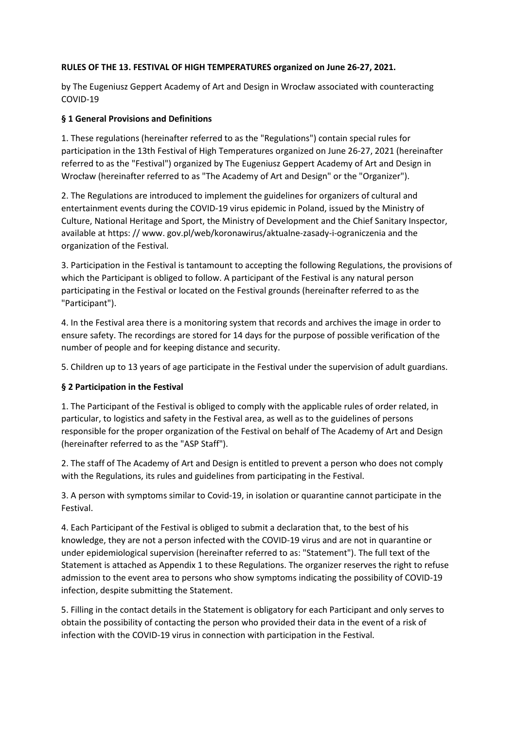**RULES OF THE 13. FESTIVAL OF HIGH TEMPERATURES organized on June 26-27, 2021.**

by The Eugeniusz Geppert Academy of Art and Design in Wrocław associated with counteracting COVID-19

## § 1 General Provisions and Definitions

1. These regulations (hereinafter referred to as the "Regulations") contain special rules for participation in the 13th Festival of High Temperatures organized on June 26-27, 2021 (hereinafter referred to as the "Festival") organized by The Eugeniusz Geppert Academy of Art and Design in Wrocław (hereinafter referred to as "The Academy of Art and Design" or the "Organizer").

2. The Regulations are introduced to implement the guidelines for organizers of cultural and entertainment events during the COVID-19 virus epidemic in Poland, issued by the Ministry of Culture, National Heritage and Sport, the Ministry of Development and the Chief Sanitary Inspector, available at https: // www. gov.pl/web/koronawirus/aktualne-zasady-i-ograniczenia and the organization of the Festival.

3. Participation in the Festival is tantamount to accepting the following Regulations, the provisions of which the Participant is obliged to follow. A participant of the Festival is any natural person participating in the Festival or located on the Festival grounds (hereinafter referred to as the "Participant").

4. In the Festival area there is a monitoring system that records and archives the image in order to ensure safety. The recordings are stored for 14 days for the purpose of possible verification of the number of people and for keeping distance and security.

5. Children up to 13 years of age participate in the Festival under the supervision of adult guardians.

## § 2 Participation in the Festival

1. The Participant of the Festival is obliged to comply with the applicable rules of order related, in particular, to logistics and safety in the Festival area, as well as to the guidelines of persons responsible for the proper organization of the Festival on behalf of The Academy of Art and Design (hereinafter referred to as the "ASP Staff").

2. The staff of The Academy of Art and Design is entitled to prevent a person who does not comply with the Regulations, its rules and guidelines from participating in the Festival.

3. A person with symptoms similar to Covid-19, in isolation or quarantine cannot participate in the Festival.

4. Each Participant of the Festival is obliged to submit a declaration that, to the best of his knowledge, they are not a person infected with the COVID-19 virus and are not in quarantine or under epidemiological supervision (hereinafter referred to as: "Statement"). The full text of the Statement is attached as Appendix 1 to these Regulations. The organizer reserves the right to refuse admission to the event area to persons who show symptoms indicating the possibility of COVID-19 infection, despite submitting the Statement.

5. Filling in the contact details in the Statement is obligatory for each Participant and only serves to obtain the possibility of contacting the person who provided their data in the event of a risk of infection with the COVID-19 virus in connection with participation in the Festival.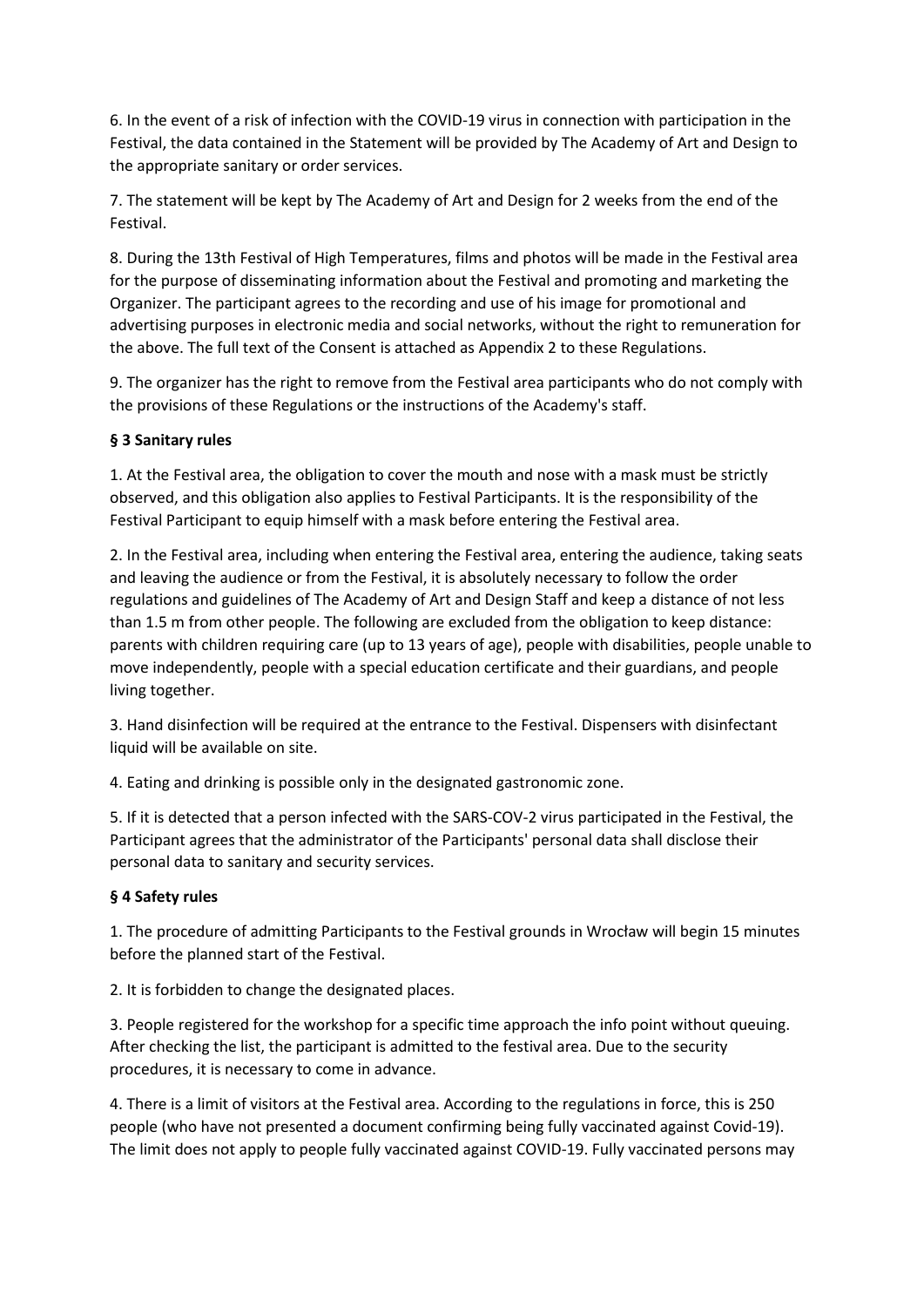6. In the event of a risk of infection with the COVID-19 virus in connection with participation in the Festival, the data contained in the Statement will be provided by The Academy of Art and Design to the appropriate sanitary or order services.

7. The statement will be kept by The Academy of Art and Design for 2 weeks from the end of the Festival.

8. During the 13th Festival of High Temperatures, films and photos will be made in the Festival area for the purpose of disseminating information about the Festival and promoting and marketing the Organizer. The participant agrees to the recording and use of his image for promotional and advertising purposes in electronic media and social networks, without the right to remuneration for the above. The full text of the Consent is attached as Appendix 2 to these Regulations.

9. The organizer has the right to remove from the Festival area participants who do not comply with the provisions of these Regulations or the instructions of the Academy's staff.

**§ 3 Sanitary rules**

1. At the Festival area, the obligation to cover the mouth and nose with a mask must be strictly observed, and this obligation also applies to Festival Participants. It is the responsibility of the Festival Participant to equip himself with a mask before entering the Festival area.

2. In the Festival area, including when entering the Festival area, entering the audience, taking seats and leaving the audience or from the Festival, it is absolutely necessary to follow the order regulations and guidelines of The Academy of Art and Design Staff and keep a distance of not less than 1.5 m from other people. The following are excluded from the obligation to keep distance: parents with children requiring care (up to 13 years of age), people with disabilities, people unable to move independently, people with a special education certificate and their guardians, and people living together.

3. Hand disinfection will be required at the entrance to the Festival. Dispensers with disinfectant liquid will be available on site.

4. Eating and drinking is possible only in the designated gastronomic zone.

5. If it is detected that a person infected with the SARS-COV-2 virus participated in the Festival, the Participant agrees that the administrator of the Participants' personal data shall disclose their personal data to sanitary and security services.

**§ 4 Safety rules**

1. The procedure of admitting Participants to the Festival grounds in Wrocław will begin 15 minutes before the planned start of the Festival.

2. It is forbidden to change the designated places.

3. People registered for the workshop for a specific time approach the info point without queuing. After checking the list, the participant is admitted to the festival area. Due to the security procedures, it is necessary to come in advance.

4. There is a limit of visitors at the Festival area. According to the regulations in force, this is 250 people (who have not presented a document confirming being fully vaccinated against Covid-19). The limit does not apply to people fully vaccinated against COVID-19. Fully vaccinated persons may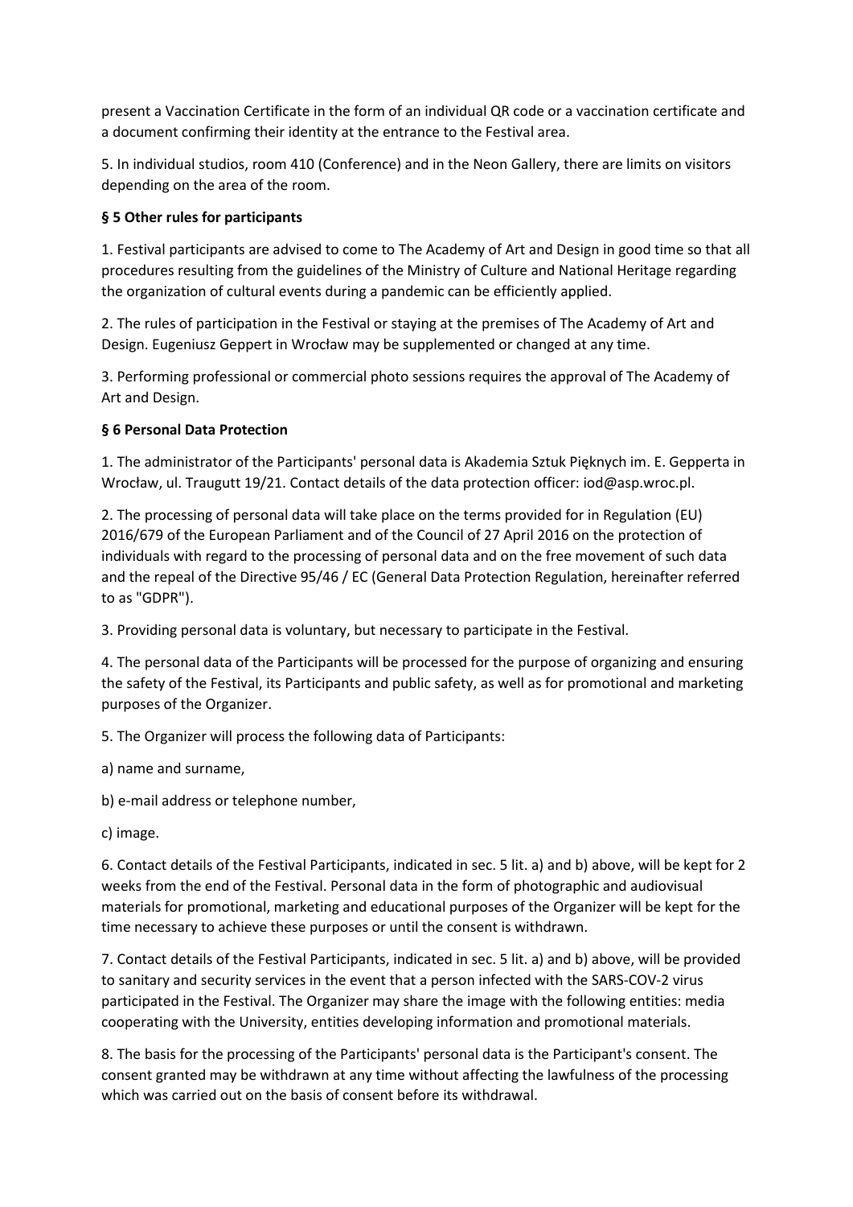present a Vaccination Certificate in the form of an individual QR code or a vaccination certificate and a document confirming their identity at the entrance to the Festival area.

5. In individual studios, room 410 (Conference) and in the Neon Gallery, there are limits on visitors depending on the area of the room.

**§ 5 Other rules for participants**

1. Festival participants are advised to come to The Academy of Art and Design in good time so that all procedures resulting from the guidelines of the Ministry of Culture and National Heritage regarding the organization of cultural events during a pandemic can be efficiently applied.

2. The rules of participation in the Festival or staying at the premises of The Academy of Art and Design. Eugeniusz Geppert in Wrocław may be supplemented or changed at any time.

3. Performing professional or commercial photo sessions requires the approval of The Academy of Art and Design.

**§ 6 Personal Data Protection**

1. The administrator of the Participants' personal data is Akademia Sztuk Pięknych im. E. Gepperta in Wrocław, ul. Traugutt 19/21. Contact details of the data protection officer: iod@asp.wroc.pl.

2. The processing of personal data will take place on the terms provided for in Regulation (EU) 2016/679 of the European Parliament and of the Council of 27 April 2016 on the protection of individuals with regard to the processing of personal data and on the free movement of such data and the repeal of the Directive 95/46 / EC (General Data Protection Regulation, hereinafter referred to as "GDPR").

3. Providing personal data is voluntary, but necessary to participate in the Festival.

4. The personal data of the Participants will be processed for the purpose of organizing and ensuring the safety of the Festival, its Participants and public safety, as well as for promotional and marketing purposes of the Organizer.

5. The Organizer will process the following data of Participants:

a) name and surname,

b) e-mail address or telephone number,

c) image.

6. Contact details of the Festival Participants, indicated in sec. 5 lit. a) and b) above, will be kept for 2 weeks from the end of the Festival. Personal data in the form of photographic and audiovisual materials for promotional, marketing and educational purposes of the Organizer will be kept for the time necessary to achieve these purposes or until the consent is withdrawn.

7. Contact details of the Festival Participants, indicated in sec. 5 lit. a) and b) above, will be provided to sanitary and security services in the event that a person infected with the SARS-COV-2 virus participated in the Festival. The Organizer may share the image with the following entities: media cooperating with the University, entities developing information and promotional materials.

8. The basis for the processing of the Participants' personal data is the Participant's consent. The consent granted may be withdrawn at any time without affecting the lawfulness of the processing which was carried out on the basis of consent before its withdrawal.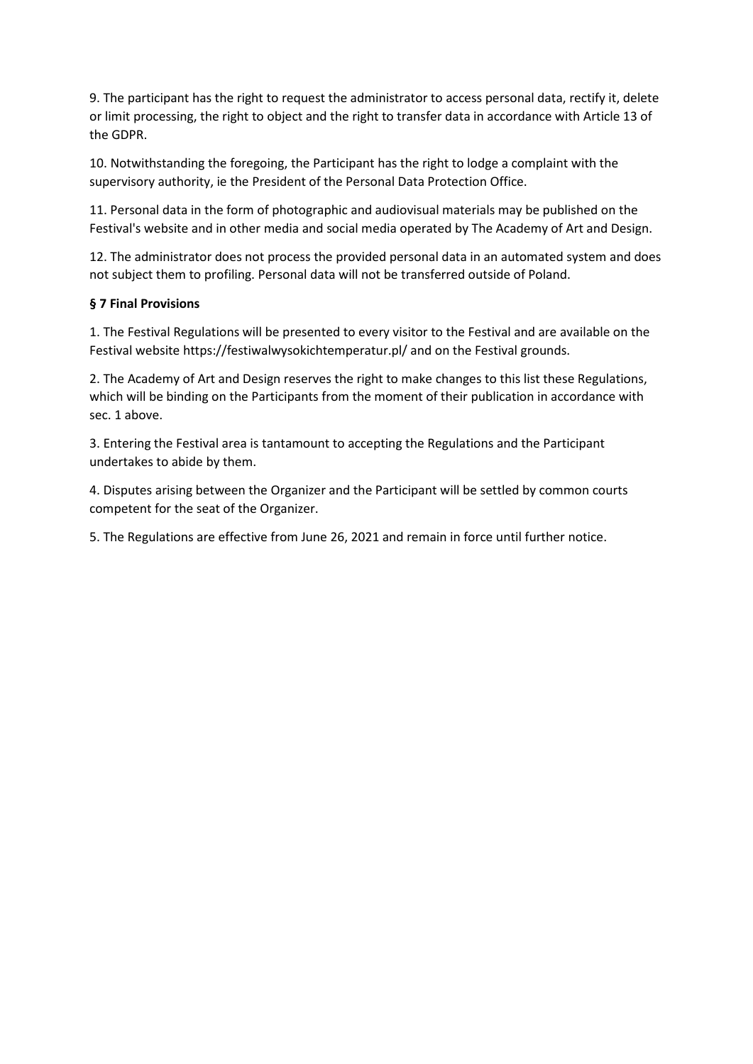9. The participant has the right to request the administrator to access personal data, rectify it, delete or limit processing, the right to object and the right to transfer data in accordance with Article 13 of the GDPR.

10. Notwithstanding the foregoing, the Participant has the right to lodge a complaint with the supervisory authority, ie the President of the Personal Data Protection Office.

11. Personal data in the form of photographic and audiovisual materials may be published on the Festival's website and in other media and social media operated by The Academy of Art and Design.

12. The administrator does not process the provided personal data in an automated system and does not subject them to profiling. Personal data will not be transferred outside of Poland.

**§ 7 Final Provisions**

1. The Festival Regulations will be presented to every visitor to the Festival and are available on the Festival website https://festiwalwysokichtemperatur.pl/ and on the Festival grounds.

2. The Academy of Art and Design reserves the right to make changes to this list these Regulations, which will be binding on the Participants from the moment of their publication in accordance with sec. 1 above.

3. Entering the Festival area is tantamount to accepting the Regulations and the Participant undertakes to abide by them.

4. Disputes arising between the Organizer and the Participant will be settled by common courts competent for the seat of the Organizer.

5. The Regulations are effective from June 26, 2021 and remain in force until further notice.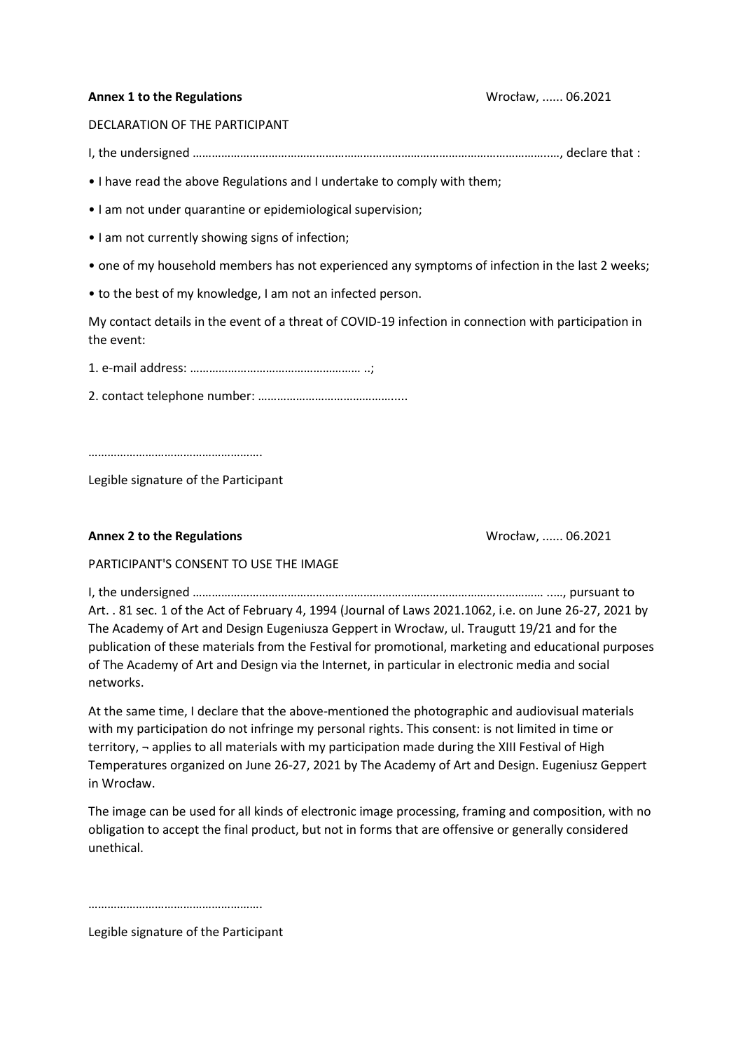**Annex 1 to the Regulations** Wrocław, ...... 06.2021

DECLARATION OF THE PARTICIPANT

I, the undersigned ………………………………………………………………………………………………….…, declare that :

- I have read the above Regulations and I undertake to comply with them;
- I am not under quarantine or epidemiological supervision;
- I am not currently showing signs of infection;
- one of my household members has not experienced any symptoms of infection in the last 2 weeks;
- to the best of my knowledge, I am not an infected person.

My contact details in the event of a threat of COVID-19 infection in connection with participation in the event:

1. e-mail address: ……………………………………………… ..;
2. contact telephone number: ……………………………………....

……………………………………………….

Legible signature of the Participant

**Annex 2 to the Regulations** Wrocław, ...... 06.2021

PARTICIPANT'S CONSENT TO USE THE IMAGE

I, the undersigned ……………………………………………………………………………………………… ....., pursuant to Art. . 81 sec. 1 of the Act of February 4, 1994 (Journal of Laws 2021.1062, i.e. on June 26-27, 2021 by The Academy of Art and Design Eugeniusza Geppert in Wrocław, ul. Traugutt 19/21 and for the publication of these materials from the Festival for promotional, marketing and educational purposes of The Academy of Art and Design via the Internet, in particular in electronic media and social networks.

At the same time, I declare that the above-mentioned the photographic and audiovisual materials with my participation do not infringe my personal rights. This consent: is not limited in time or territory, ¬ applies to all materials with my participation made during the XIII Festival of High Temperatures organized on June 26-27, 2021 by The Academy of Art and Design. Eugeniusz Geppert in Wrocław.

The image can be used for all kinds of electronic image processing, framing and composition, with no obligation to accept the final product, but not in forms that are offensive or generally considered unethical.

……………………………………………….

Legible signature of the Participant